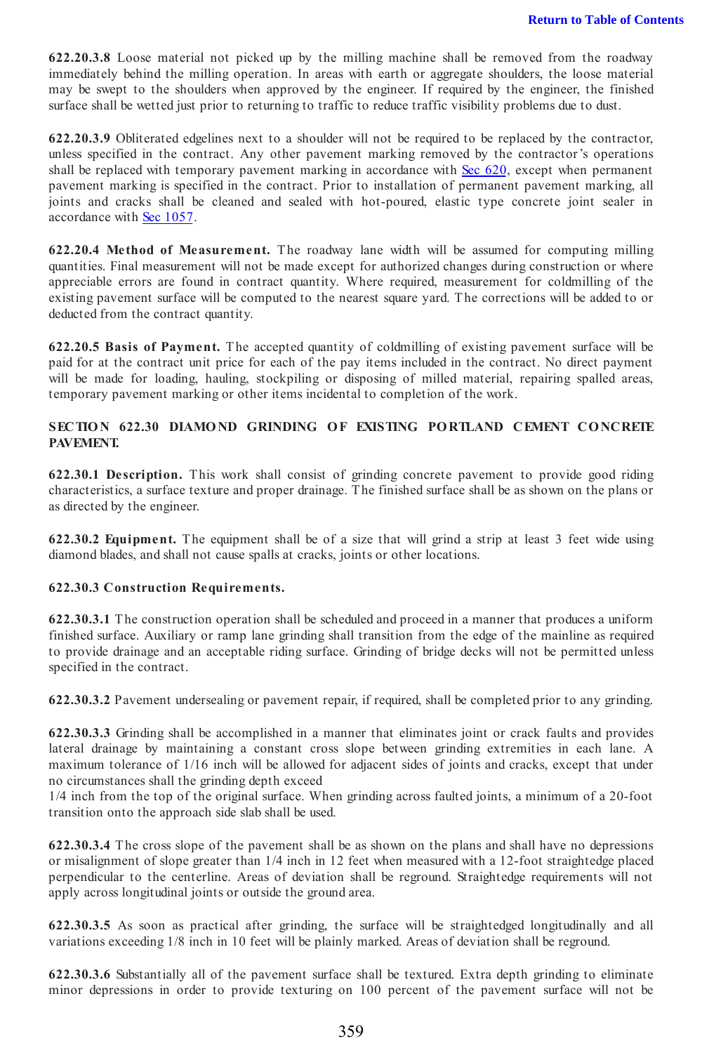**622.20.3.8** Loose material not picked up by the milling machine shall be removed from the roadway immediately behind the milling operation. In areas with earth or aggregate shoulders, the loose material may be swept to the shoulders when approved by the engineer. If required by the engineer, the finished surface shall be wetted just prior to returning to traffic to reduce traffic visibility problems due to dust.

**622.20.3.9** Obliterated edgelines next to a shoulder will not be required to be replaced by the contractor, unless specified in the contract. Any other pavement marking removed by the contractor's operations shall be replaced with temporary pavement marking in accordance with Sec 620, except when permanent pavement marking is specified in the contract. Prior to installation of permanent pavement marking, all joints and cracks shall be cleaned and sealed with hot-poured, elastic type concrete joint sealer in accordance with Sec 1057.

**622.20.4 Method of Measurement.** The roadway lane width will be assumed for computing milling quantities. Final measurement will not be made except for authorized changes during construction or where appreciable errors are found in contract quantity. Where required, measurement for coldmilling of the existing pavement surface will be computed to the nearest square yard. The corrections will be added to or deducted from the contract quantity.

**622.20.5 Basis of Payment.** The accepted quantity of coldmilling of existing pavement surface will be paid for at the contract unit price for each of the pay items included in the contract. No direct payment will be made for loading, hauling, stockpiling or disposing of milled material, repairing spalled areas, temporary pavement marking or other items incidental to completion of the work.

## SECTION 622.30 DIAMOND GRINDING OF EXISTING PORTLAND CEMENT CONCRETE PAVEMENT.

**622.30.1 Description.** This work shall consist of grinding concrete pavement to provide good riding characteristics, a surface texture and proper drainage. The finished surface shall be as shown on the plans or as directed by the engineer.

**622.30.2 Equipment.** The equipment shall be of a size that will grind a strip at least 3 feet wide using diamond blades, and shall not cause spalls at cracks, joints or other locations.

**622.30.3 Construction Requirements.**

**622.30.3.1** The construction operation shall be scheduled and proceed in a manner that produces a uniform finished surface. Auxiliary or ramp lane grinding shall transition from the edge of the mainline as required to provide drainage and an acceptable riding surface. Grinding of bridge decks will not be permitted unless specified in the contract.

**622.30.3.2** Pavement undersealing or pavement repair, if required, shall be completed prior to any grinding.

**622.30.3.3** Grinding shall be accomplished in a manner that eliminates joint or crack faults and provides lateral drainage by maintaining a constant cross slope between grinding extremities in each lane. A maximum tolerance of 1/16 inch will be allowed for adjacent sides of joints and cracks, except that under no circumstances shall the grinding depth exceed 1/4 inch from the top of the original surface. When grinding across faulted joints, a minimum of a 20-foot transition onto the approach side slab shall be used.

**622.30.3.4** The cross slope of the pavement shall be as shown on the plans and shall have no depressions or misalignment of slope greater than 1/4 inch in 12 feet when measured with a 12-foot straightedge placed perpendicular to the centerline. Areas of deviation shall be reground. Straightedge requirements will not apply across longitudinal joints or outside the ground area.

**622.30.3.5** As soon as practical after grinding, the surface will be straightedged longitudinally and all variations exceeding 1/8 inch in 10 feet will be plainly marked. Areas of deviation shall be reground.

**622.30.3.6** Substantially all of the pavement surface shall be textured. Extra depth grinding to eliminate minor depressions in order to provide texturing on 100 percent of the pavement surface will not be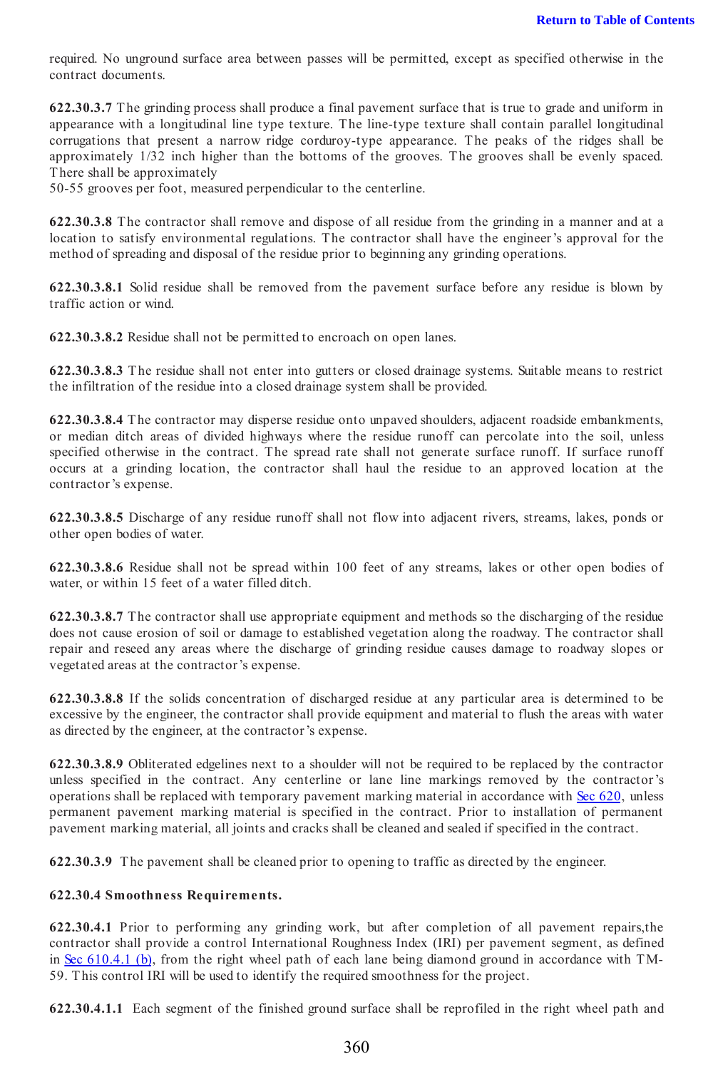required. No unground surface area between passes will be permitted, except as specified otherwise in the contract documents.

**622.30.3.7** The grinding process shall produce a final pavement surface that is true to grade and uniform in appearance with a longitudinal line type texture. The line-type texture shall contain parallel longitudinal corrugations that present a narrow ridge corduroy-type appearance. The peaks of the ridges shall be approximately 1/32 inch higher than the bottoms of the grooves. The grooves shall be evenly spaced. There shall be approximately
50-55 grooves per foot, measured perpendicular to the centerline.

**622.30.3.8** The contractor shall remove and dispose of all residue from the grinding in a manner and at a location to satisfy environmental regulations. The contractor shall have the engineer's approval for the method of spreading and disposal of the residue prior to beginning any grinding operations.

**622.30.3.8.1** Solid residue shall be removed from the pavement surface before any residue is blown by traffic action or wind.

**622.30.3.8.2** Residue shall not be permitted to encroach on open lanes.

**622.30.3.8.3** The residue shall not enter into gutters or closed drainage systems. Suitable means to restrict the infiltration of the residue into a closed drainage system shall be provided.

**622.30.3.8.4** The contractor may disperse residue onto unpaved shoulders, adjacent roadside embankments, or median ditch areas of divided highways where the residue runoff can percolate into the soil, unless specified otherwise in the contract. The spread rate shall not generate surface runoff. If surface runoff occurs at a grinding location, the contractor shall haul the residue to an approved location at the contractor's expense.

**622.30.3.8.5** Discharge of any residue runoff shall not flow into adjacent rivers, streams, lakes, ponds or other open bodies of water.

**622.30.3.8.6** Residue shall not be spread within 100 feet of any streams, lakes or other open bodies of water, or within 15 feet of a water filled ditch.

**622.30.3.8.7** The contractor shall use appropriate equipment and methods so the discharging of the residue does not cause erosion of soil or damage to established vegetation along the roadway. The contractor shall repair and reseed any areas where the discharge of grinding residue causes damage to roadway slopes or vegetated areas at the contractor's expense.

**622.30.3.8.8** If the solids concentration of discharged residue at any particular area is determined to be excessive by the engineer, the contractor shall provide equipment and material to flush the areas with water as directed by the engineer, at the contractor's expense.

**622.30.3.8.9** Obliterated edgelines next to a shoulder will not be required to be replaced by the contractor unless specified in the contract. Any centerline or lane line markings removed by the contractor's operations shall be replaced with temporary pavement marking material in accordance with Sec 620, unless permanent pavement marking material is specified in the contract. Prior to installation of permanent pavement marking material, all joints and cracks shall be cleaned and sealed if specified in the contract.

**622.30.3.9** The pavement shall be cleaned prior to opening to traffic as directed by the engineer.

**622.30.4 Smoothness Requirements.**

**622.30.4.1** Prior to performing any grinding work, but after completion of all pavement repairs,the contractor shall provide a control International Roughness Index (IRI) per pavement segment, as defined in Sec 610.4.1 (b), from the right wheel path of each lane being diamond ground in accordance with TM-59. This control IRI will be used to identify the required smoothness for the project.

**622.30.4.1.1** Each segment of the finished ground surface shall be reprofiled in the right wheel path and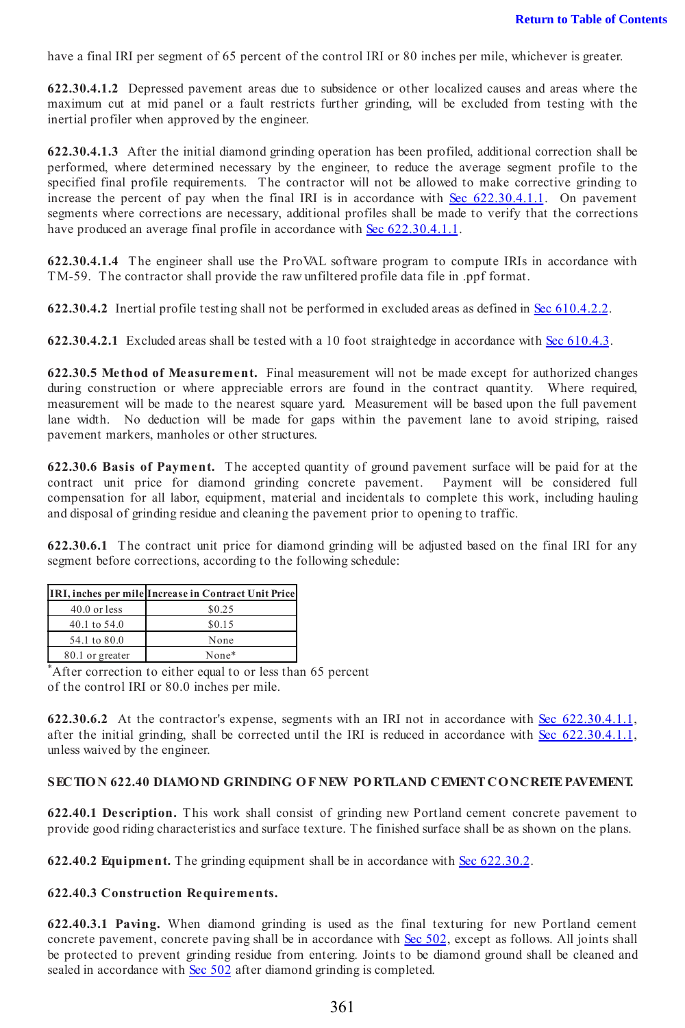have a final IRI per segment of 65 percent of the control IRI or 80 inches per mile, whichever is greater.

**622.30.4.1.2** Depressed pavement areas due to subsidence or other localized causes and areas where the maximum cut at mid panel or a fault restricts further grinding, will be excluded from testing with the inertial profiler when approved by the engineer.

**622.30.4.1.3** After the initial diamond grinding operation has been profiled, additional correction shall be performed, where determined necessary by the engineer, to reduce the average segment profile to the specified final profile requirements. The contractor will not be allowed to make corrective grinding to increase the percent of pay when the final IRI is in accordance with Sec 622.30.4.1.1. On pavement segments where corrections are necessary, additional profiles shall be made to verify that the corrections have produced an average final profile in accordance with Sec 622.30.4.1.1.

**622.30.4.1.4** The engineer shall use the ProVAL software program to compute IRIs in accordance with TM-59. The contractor shall provide the raw unfiltered profile data file in .ppf format.

**622.30.4.2** Inertial profile testing shall not be performed in excluded areas as defined in Sec 610.4.2.2.

**622.30.4.2.1** Excluded areas shall be tested with a 10 foot straightedge in accordance with Sec 610.4.3.

**622.30.5 Method of Measurement.** Final measurement will not be made except for authorized changes during construction or where appreciable errors are found in the contract quantity. Where required, measurement will be made to the nearest square yard. Measurement will be based upon the full pavement lane width. No deduction will be made for gaps within the pavement lane to avoid striping, raised pavement markers, manholes or other structures.

**622.30.6 Basis of Payment.** The accepted quantity of ground pavement surface will be paid for at the contract unit price for diamond grinding concrete pavement. Payment will be considered full compensation for all labor, equipment, material and incidentals to complete this work, including hauling and disposal of grinding residue and cleaning the pavement prior to opening to traffic.

**622.30.6.1** The contract unit price for diamond grinding will be adjusted based on the final IRI for any segment before corrections, according to the following schedule:

| IRI, inches per mile | Increase in Contract Unit Price |
|---|---|
| 40.0 or less | $0.25 |
| 40.1 to 54.0 | $0.15 |
| 54.1 to 80.0 | None |
| 80.1 or greater | None* |

*After correction to either equal to or less than 65 percent of the control IRI or 80.0 inches per mile.

**622.30.6.2** At the contractor's expense, segments with an IRI not in accordance with Sec 622.30.4.1.1, after the initial grinding, shall be corrected until the IRI is reduced in accordance with Sec 622.30.4.1.1, unless waived by the engineer.

## SECTION 622.40 DIAMOND GRINDING OF NEW PORTLAND CEMENT CONCRETE PAVEMENT.

**622.40.1 Description.** This work shall consist of grinding new Portland cement concrete pavement to provide good riding characteristics and surface texture. The finished surface shall be as shown on the plans.

**622.40.2 Equipment.** The grinding equipment shall be in accordance with Sec 622.30.2.

**622.40.3 Construction Requirements.**

**622.40.3.1 Paving.** When diamond grinding is used as the final texturing for new Portland cement concrete pavement, concrete paving shall be in accordance with Sec 502, except as follows. All joints shall be protected to prevent grinding residue from entering. Joints to be diamond ground shall be cleaned and sealed in accordance with Sec 502 after diamond grinding is completed.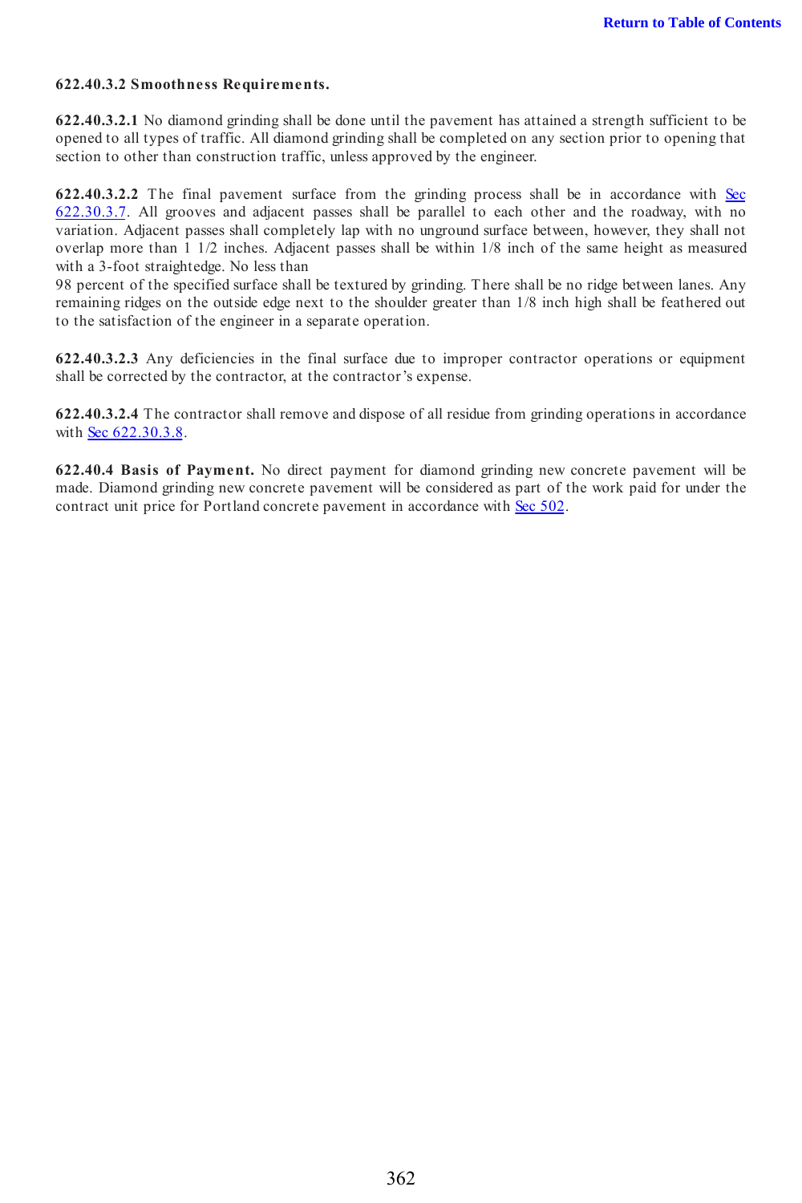**622.40.3.2 Smoothness Requirements.**

**622.40.3.2.1** No diamond grinding shall be done until the pavement has attained a strength sufficient to be opened to all types of traffic. All diamond grinding shall be completed on any section prior to opening that section to other than construction traffic, unless approved by the engineer.

**622.40.3.2.2** The final pavement surface from the grinding process shall be in accordance with Sec 622.30.3.7. All grooves and adjacent passes shall be parallel to each other and the roadway, with no variation. Adjacent passes shall completely lap with no unground surface between, however, they shall not overlap more than 1 1/2 inches. Adjacent passes shall be within 1/8 inch of the same height as measured with a 3-foot straightedge. No less than
98 percent of the specified surface shall be textured by grinding. There shall be no ridge between lanes. Any remaining ridges on the outside edge next to the shoulder greater than 1/8 inch high shall be feathered out to the satisfaction of the engineer in a separate operation.

**622.40.3.2.3** Any deficiencies in the final surface due to improper contractor operations or equipment shall be corrected by the contractor, at the contractor's expense.

**622.40.3.2.4** The contractor shall remove and dispose of all residue from grinding operations in accordance with Sec 622.30.3.8.

**622.40.4 Basis of Payment.** No direct payment for diamond grinding new concrete pavement will be made. Diamond grinding new concrete pavement will be considered as part of the work paid for under the contract unit price for Portland concrete pavement in accordance with Sec 502.